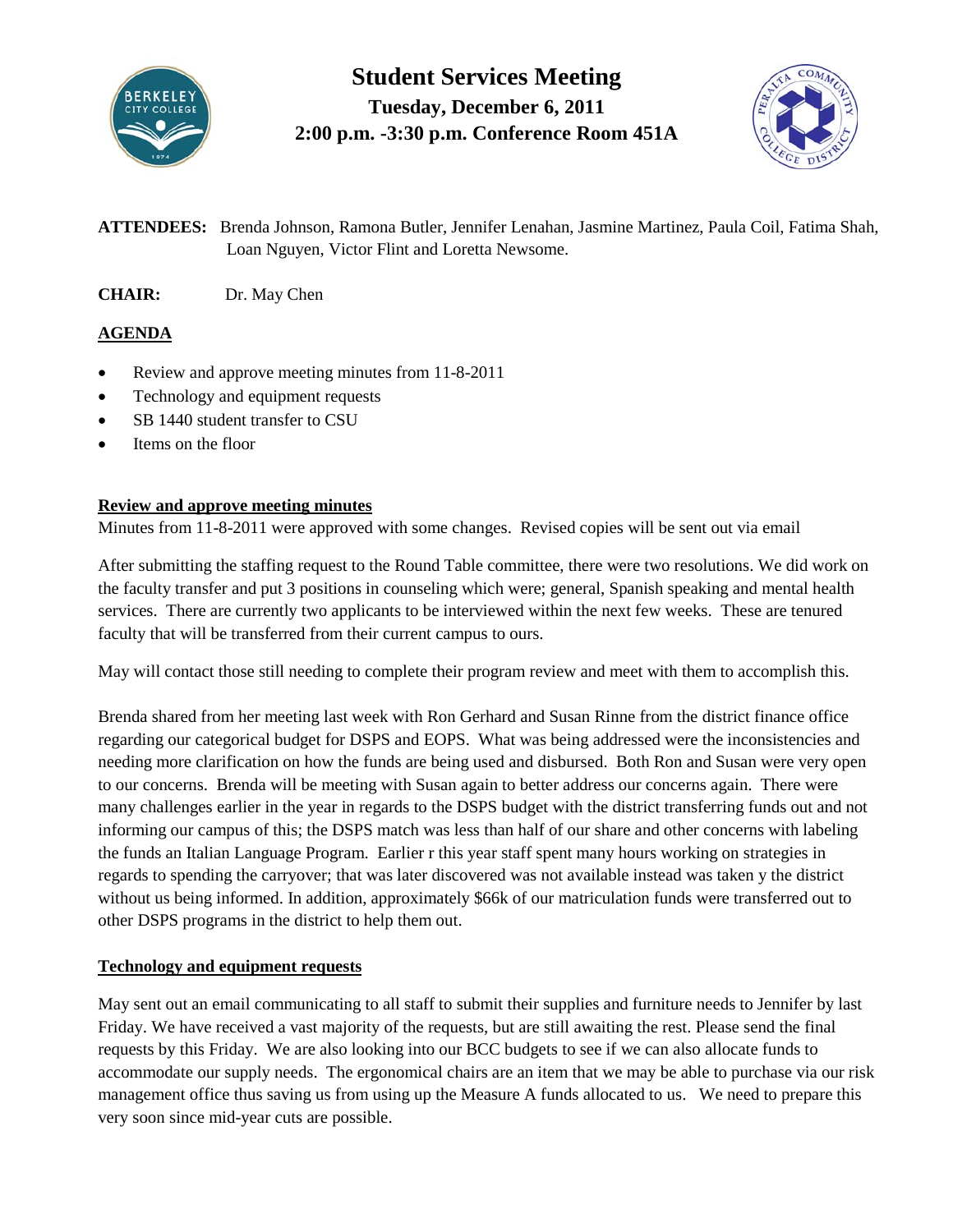# Student Services Meeting

**Tuesday, December 6, 2011**

**2:00 p.m. -3:30 p.m. Conference Room 451A**

**ATTENDEES:** Brenda Johnson, Ramona Butler, Jennifer Lenahan, Jasmine Martinez, Paula Coil, Fatima Shah, Loan Nguyen, Victor Flint and Loretta Newsome.

**CHAIR:** Dr. May Chen

## AGENDA

- Review and approve meeting minutes from 11-8-2011
- Technology and equipment requests
- SB 1440 student transfer to CSU
- Items on the floor

### Review and approve meeting minutes

Minutes from 11-8-2011 were approved with some changes. Revised copies will be sent out via email

After submitting the staffing request to the Round Table committee, there were two resolutions. We did work on the faculty transfer and put 3 positions in counseling which were; general, Spanish speaking and mental health services. There are currently two applicants to be interviewed within the next few weeks. These are tenured faculty that will be transferred from their current campus to ours.

May will contact those still needing to complete their program review and meet with them to accomplish this.

Brenda shared from her meeting last week with Ron Gerhard and Susan Rinne from the district finance office regarding our categorical budget for DSPS and EOPS. What was being addressed were the inconsistencies and needing more clarification on how the funds are being used and disbursed. Both Ron and Susan were very open to our concerns. Brenda will be meeting with Susan again to better address our concerns again. There were many challenges earlier in the year in regards to the DSPS budget with the district transferring funds out and not informing our campus of this; the DSPS match was less than half of our share and other concerns with labeling the funds an Italian Language Program. Earlier r this year staff spent many hours working on strategies in regards to spending the carryover; that was later discovered was not available instead was taken y the district without us being informed. In addition, approximately $66k of our matriculation funds were transferred out to other DSPS programs in the district to help them out.

### Technology and equipment requests

May sent out an email communicating to all staff to submit their supplies and furniture needs to Jennifer by last Friday. We have received a vast majority of the requests, but are still awaiting the rest. Please send the final requests by this Friday. We are also looking into our BCC budgets to see if we can also allocate funds to accommodate our supply needs. The ergonomical chairs are an item that we may be able to purchase via our risk management office thus saving us from using up the Measure A funds allocated to us. We need to prepare this very soon since mid-year cuts are possible.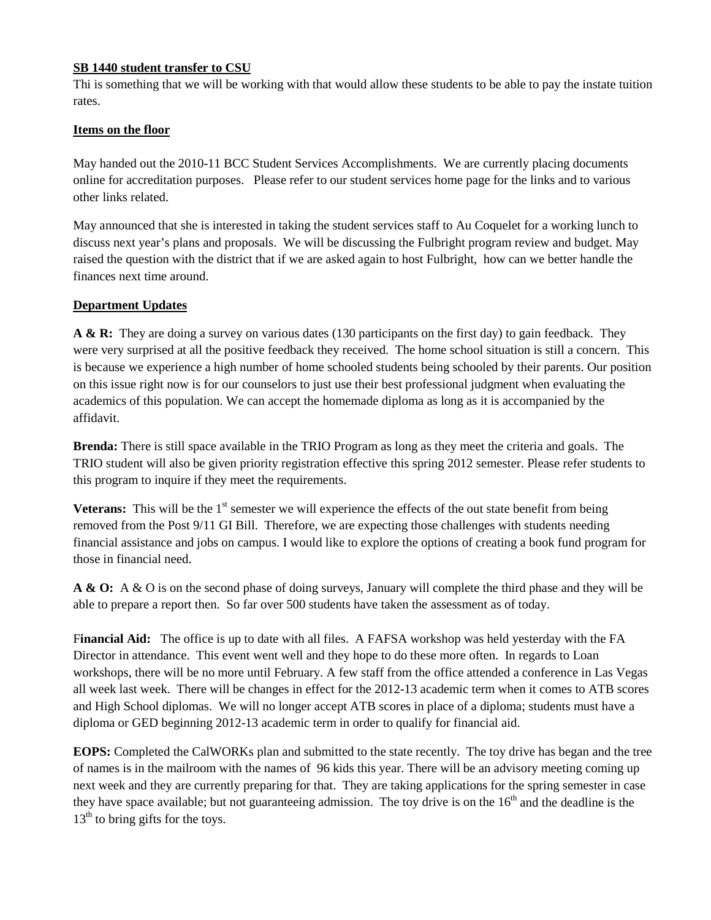**SB 1440 student transfer to CSU**

Thi is something that we will be working with that would allow these students to be able to pay the instate tuition rates.

**Items on the floor**

May handed out the 2010-11 BCC Student Services Accomplishments. We are currently placing documents online for accreditation purposes. Please refer to our student services home page for the links and to various other links related.

May announced that she is interested in taking the student services staff to Au Coquelet for a working lunch to discuss next year's plans and proposals. We will be discussing the Fulbright program review and budget. May raised the question with the district that if we are asked again to host Fulbright, how can we better handle the finances next time around.

**Department Updates**

**A & R:** They are doing a survey on various dates (130 participants on the first day) to gain feedback. They were very surprised at all the positive feedback they received. The home school situation is still a concern. This is because we experience a high number of home schooled students being schooled by their parents. Our position on this issue right now is for our counselors to just use their best professional judgment when evaluating the academics of this population. We can accept the homemade diploma as long as it is accompanied by the affidavit.

**Brenda:** There is still space available in the TRIO Program as long as they meet the criteria and goals. The TRIO student will also be given priority registration effective this spring 2012 semester. Please refer students to this program to inquire if they meet the requirements.

**Veterans:** This will be the 1st semester we will experience the effects of the out state benefit from being removed from the Post 9/11 GI Bill. Therefore, we are expecting those challenges with students needing financial assistance and jobs on campus. I would like to explore the options of creating a book fund program for those in financial need.

**A & O:** A & O is on the second phase of doing surveys, January will complete the third phase and they will be able to prepare a report then. So far over 500 students have taken the assessment as of today.

F**inancial Aid:** The office is up to date with all files. A FAFSA workshop was held yesterday with the FA Director in attendance. This event went well and they hope to do these more often. In regards to Loan workshops, there will be no more until February. A few staff from the office attended a conference in Las Vegas all week last week. There will be changes in effect for the 2012-13 academic term when it comes to ATB scores and High School diplomas. We will no longer accept ATB scores in place of a diploma; students must have a diploma or GED beginning 2012-13 academic term in order to qualify for financial aid.

**EOPS:** Completed the CalWORKs plan and submitted to the state recently. The toy drive has began and the tree of names is in the mailroom with the names of 96 kids this year. There will be an advisory meeting coming up next week and they are currently preparing for that. They are taking applications for the spring semester in case they have space available; but not guaranteeing admission. The toy drive is on the 16th and the deadline is the 13th to bring gifts for the toys.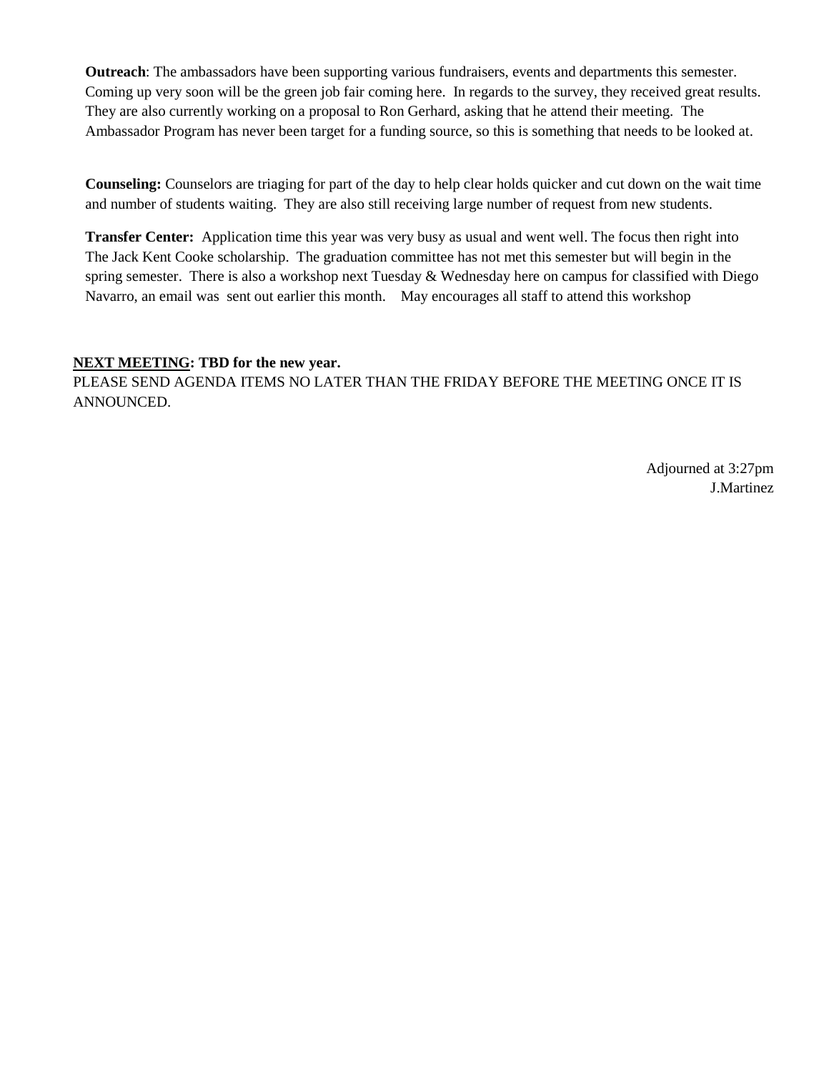**Outreach**: The ambassadors have been supporting various fundraisers, events and departments this semester. Coming up very soon will be the green job fair coming here. In regards to the survey, they received great results. They are also currently working on a proposal to Ron Gerhard, asking that he attend their meeting. The Ambassador Program has never been target for a funding source, so this is something that needs to be looked at.

**Counseling:** Counselors are triaging for part of the day to help clear holds quicker and cut down on the wait time and number of students waiting. They are also still receiving large number of request from new students.

**Transfer Center:** Application time this year was very busy as usual and went well. The focus then right into The Jack Kent Cooke scholarship. The graduation committee has not met this semester but will begin in the spring semester. There is also a workshop next Tuesday & Wednesday here on campus for classified with Diego Navarro, an email was sent out earlier this month. May encourages all staff to attend this workshop

**<u>NEXT MEETING</u>: TBD for the new year.**
PLEASE SEND AGENDA ITEMS NO LATER THAN THE FRIDAY BEFORE THE MEETING ONCE IT IS ANNOUNCED.

Adjourned at 3:27pm
J.Martinez